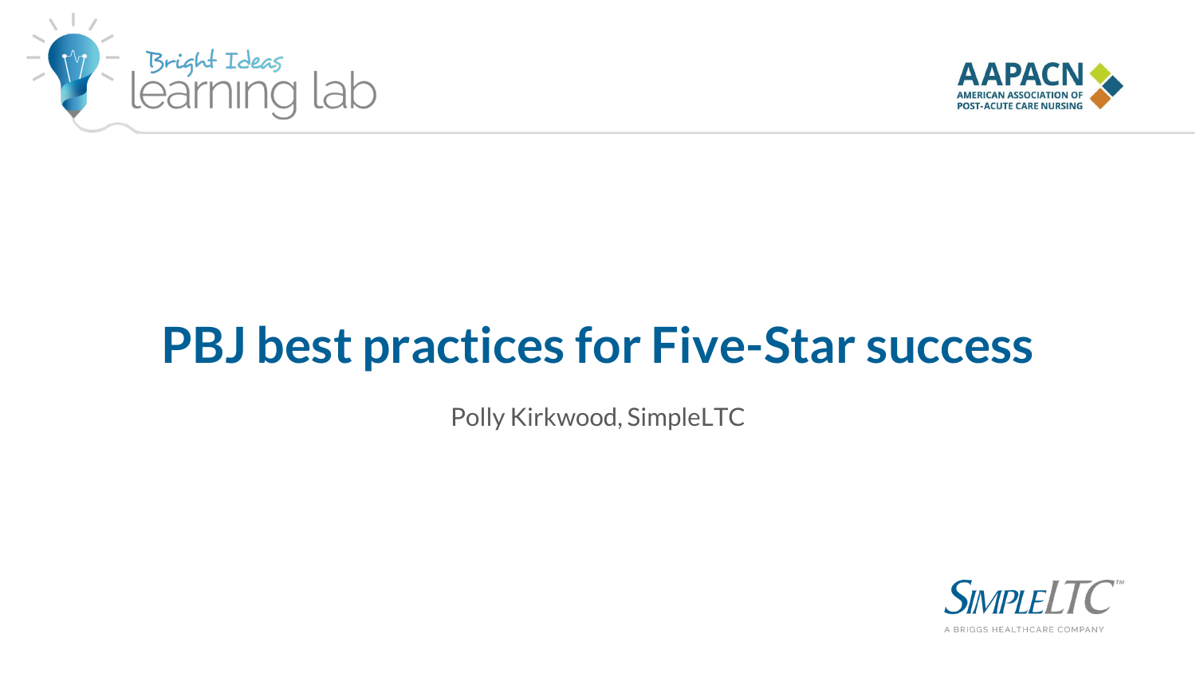Bright Ideas learning lab

AAPACN AMERICAN ASSOCIATION OF POST-ACUTE CARE NURSING

# PBJ best practices for Five-Star success

Polly Kirkwood, SimpleLTC

SIMPLELTC™
A BRIGGS HEALTHCARE COMPANY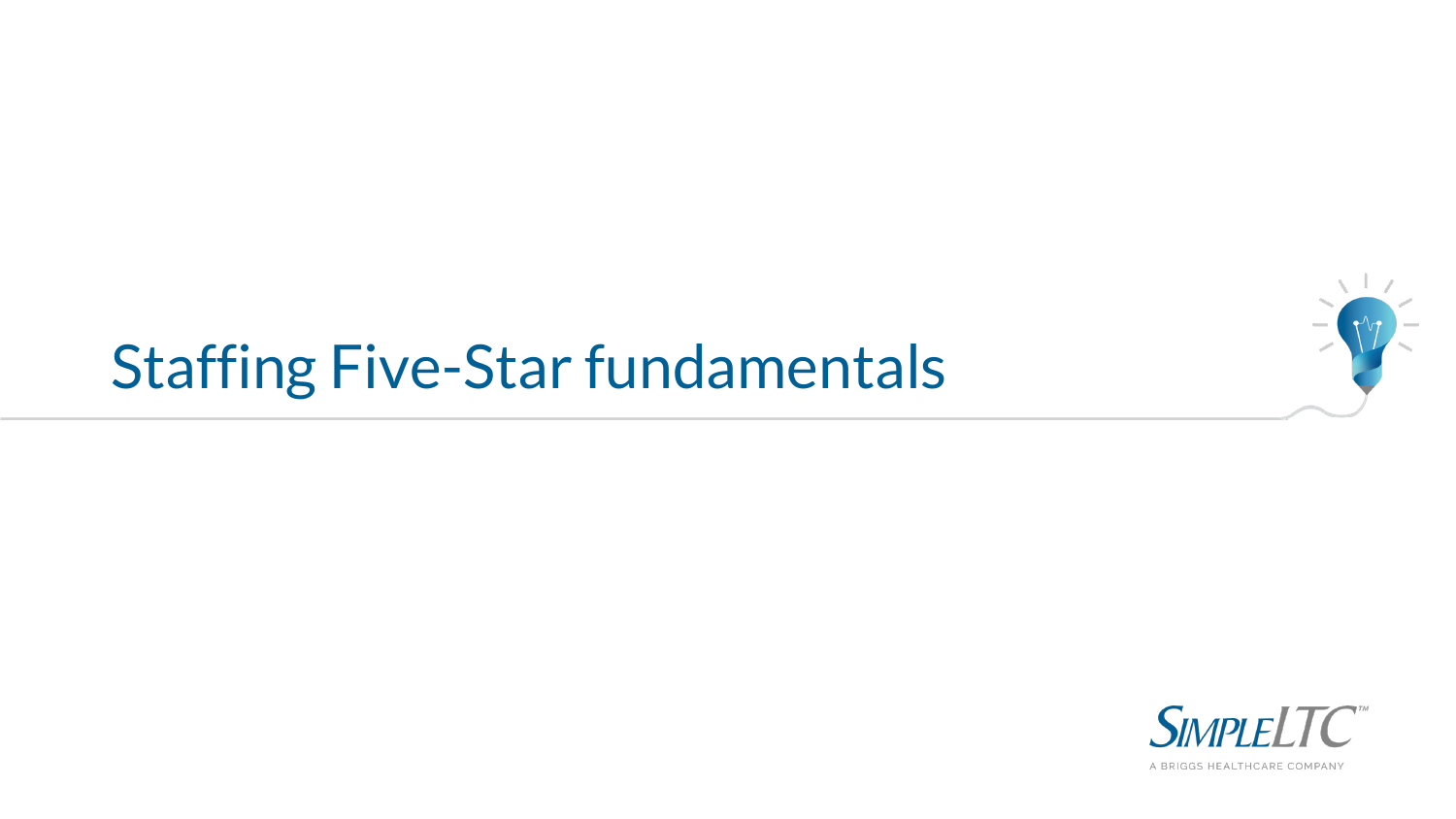# Staffing Five-Star fundamentals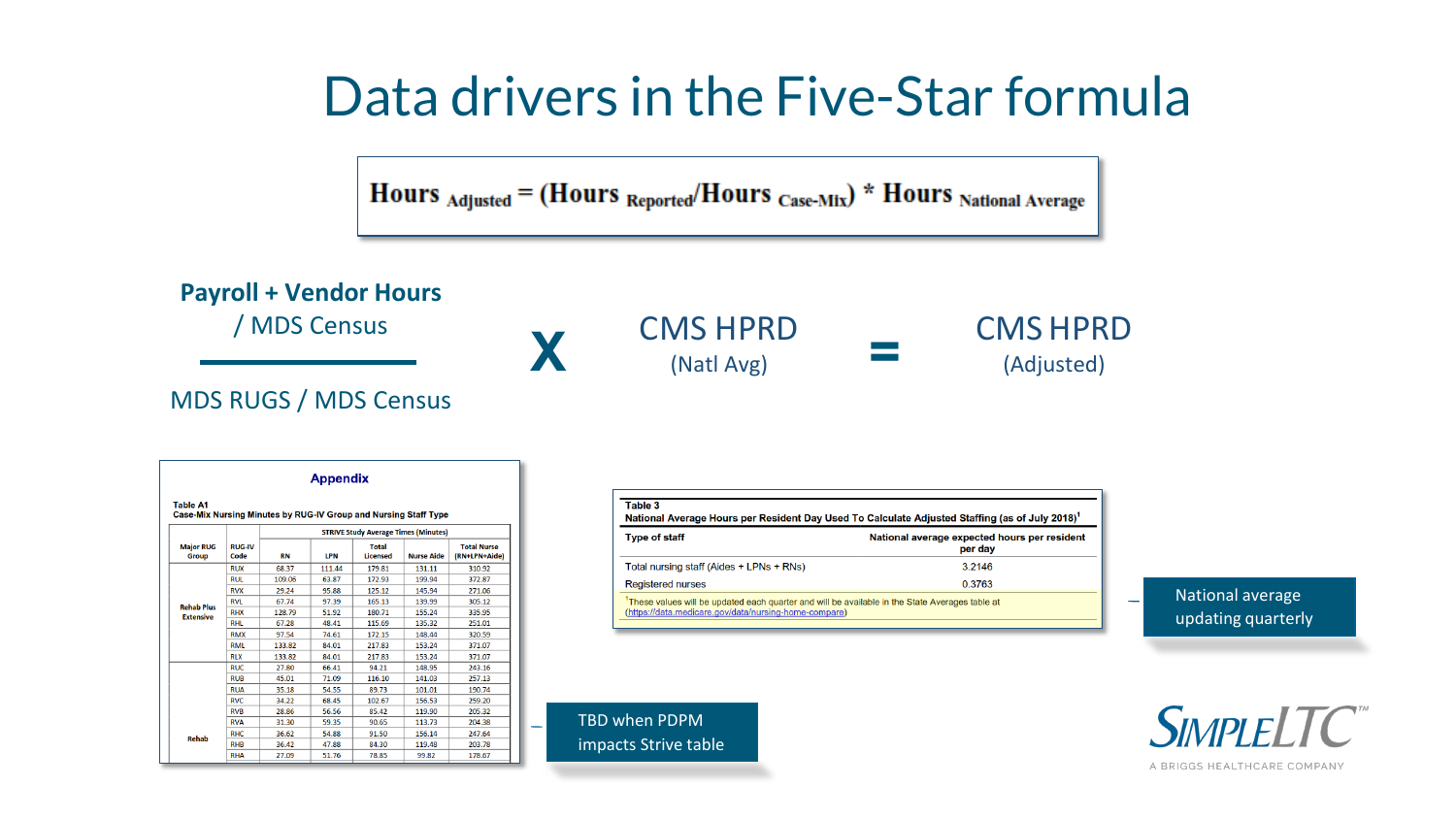# Data drivers in the Five-Star formula

$$\text{Hours}_{\text{Adjusted}} = (\text{Hours}_{\text{Reported}} / \text{Hours}_{\text{Case-Mix}}) * \text{Hours}_{\text{National Average}}$$

**Payroll + Vendor Hours** / MDS Census

MDS RUGS / MDS Census

X CMS HPRD (Natl Avg) = CMS HPRD (Adjusted)

**Appendix**

**Table A1**
**Case-Mix Nursing Minutes by RUG-IV Group and Nursing Staff Type**

| Major RUG Group | RUG-IV Code | STRIVE Study Average Times (Minutes) | | | | |
|---|---|---|---|---|---|---|
| | | RN | LPN | Total Licensed | Nurse Aide | Total Nurse (RN+LPN+Aide) |
| Rehab Plus Extensive | RUX | 68.37 | 111.44 | 179.81 | 131.11 | 310.92 |
| | RUL | 109.06 | 63.87 | 172.93 | 199.94 | 372.87 |
| | RVX | 29.24 | 95.88 | 125.12 | 145.94 | 271.06 |
| | RVL | 67.74 | 97.39 | 165.13 | 139.99 | 305.12 |
| | RHX | 128.79 | 51.92 | 180.71 | 155.24 | 335.95 |
| | RHL | 67.28 | 48.41 | 115.69 | 135.32 | 251.01 |
| | RMX | 97.54 | 74.61 | 172.15 | 148.44 | 320.59 |
| | RML | 133.82 | 84.01 | 217.83 | 153.24 | 371.07 |
| | RLX | 133.82 | 84.01 | 217.83 | 153.24 | 371.07 |
| Rehab | RUC | 27.80 | 66.41 | 94.21 | 148.95 | 243.16 |
| | RUB | 45.01 | 71.09 | 116.10 | 141.03 | 257.13 |
| | RUA | 35.18 | 54.55 | 89.73 | 101.01 | 190.74 |
| | RVC | 34.22 | 68.45 | 102.67 | 156.53 | 259.20 |
| | RVB | 28.86 | 56.56 | 85.42 | 119.90 | 205.32 |
| | RVA | 31.30 | 59.35 | 90.65 | 113.73 | 204.38 |
| | RHC | 36.62 | 54.88 | 91.50 | 156.14 | 247.64 |
| | RHB | 36.42 | 47.88 | 84.30 | 119.48 | 203.78 |
| | RHA | 27.09 | 51.76 | 78.85 | 99.82 | 178.67 |

TBD when PDPM impacts Strive table

**Table 3**
**National Average Hours per Resident Day Used To Calculate Adjusted Staffing (as of July 2018)[1]**

| Type of staff | National average expected hours per resident per day |
|---|---|
| Total nursing staff (Aides + LPNs + RNs) | 3.2146 |
| Registered nurses | 0.3763 |

[1]These values will be updated each quarter and will be available in the State Averages table at (https://data.medicare.gov/data/nursing-home-compare)

National average updating quarterly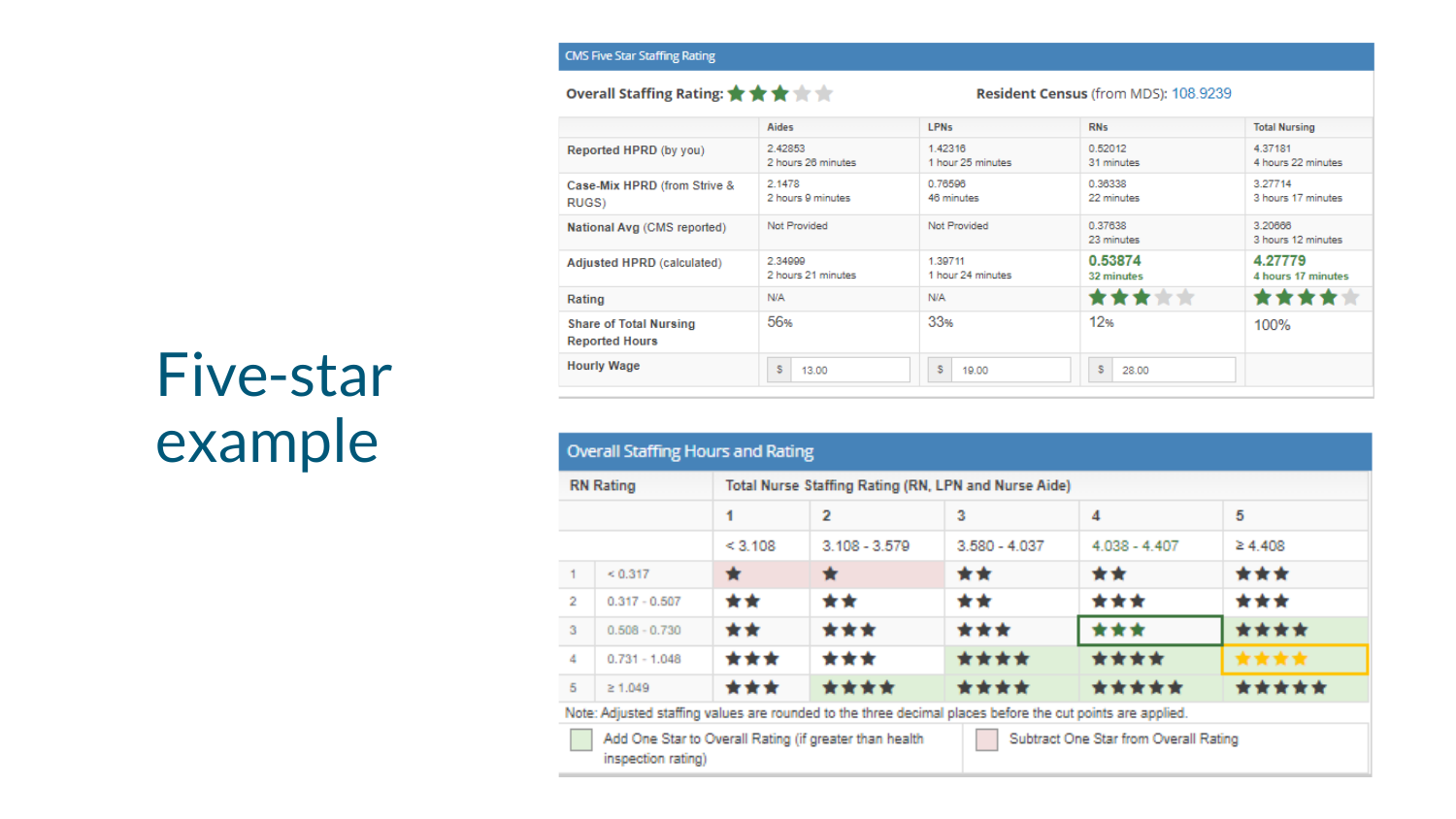# Five-star example

**CMS Five Star Staffing Rating**

**Overall Staffing Rating:** ★★★☆☆ **Resident Census** (from MDS): 108.9239

| | Aides | LPNs | RNs | Total Nursing |
|---|---|---|---|---|
| **Reported HPRD** (by you) | 2.42853<br>2 hours 26 minutes | 1.42316<br>1 hour 25 minutes | 0.52012<br>31 minutes | 4.37181<br>4 hours 22 minutes |
| **Case-Mix HPRD** (from Strive & RUGS) | 2.1478<br>2 hours 9 minutes | 0.76596<br>46 minutes | 0.36338<br>22 minutes | 3.27714<br>3 hours 17 minutes |
| **National Avg** (CMS reported) | Not Provided | Not Provided | 0.37638<br>23 minutes | 3.20666<br>3 hours 12 minutes |
| **Adjusted HPRD** (calculated) | 2.34999<br>2 hours 21 minutes | 1.39711<br>1 hour 24 minutes | **0.53874**<br>**32 minutes** | **4.27779**<br>**4 hours 17 minutes** |
| **Rating** | N/A | N/A | ★★★☆☆ | ★★★★☆ |
| **Share of Total Nursing Reported Hours** | 56% | 33% | 12% | 100% |
| **Hourly Wage** | $ 13.00 | $ 19.00 | $ 28.00 | |

**Overall Staffing Hours and Rating**

| RN Rating | | Total Nurse Staffing Rating (RN, LPN and Nurse Aide) | | | | |
|---|---|---|---|---|---|---|
| | | 1 | 2 | 3 | 4 | 5 |
| | | < 3.108 | 3.108 - 3.579 | 3.580 - 4.037 | 4.038 - 4.407 | ≥ 4.408 |
| 1 | < 0.317 | ★ | ★ | ★★ | ★★ | ★★★ |
| 2 | 0.317 - 0.507 | ★★ | ★★ | ★★ | ★★★ | ★★★ |
| 3 | 0.508 - 0.730 | ★★ | ★★★ | ★★★ | ★★★ | ★★★★ |
| 4 | 0.731 - 1.048 | ★★★ | ★★★ | ★★★★ | ★★★★ | ★★★★ |
| 5 | ≥ 1.049 | ★★★ | ★★★★ | ★★★★ | ★★★★★ | ★★★★★ |

Note: Adjusted staffing values are rounded to the three decimal places before the cut points are applied.

Add One Star to Overall Rating (if greater than health inspection rating) | Subtract One Star from Overall Rating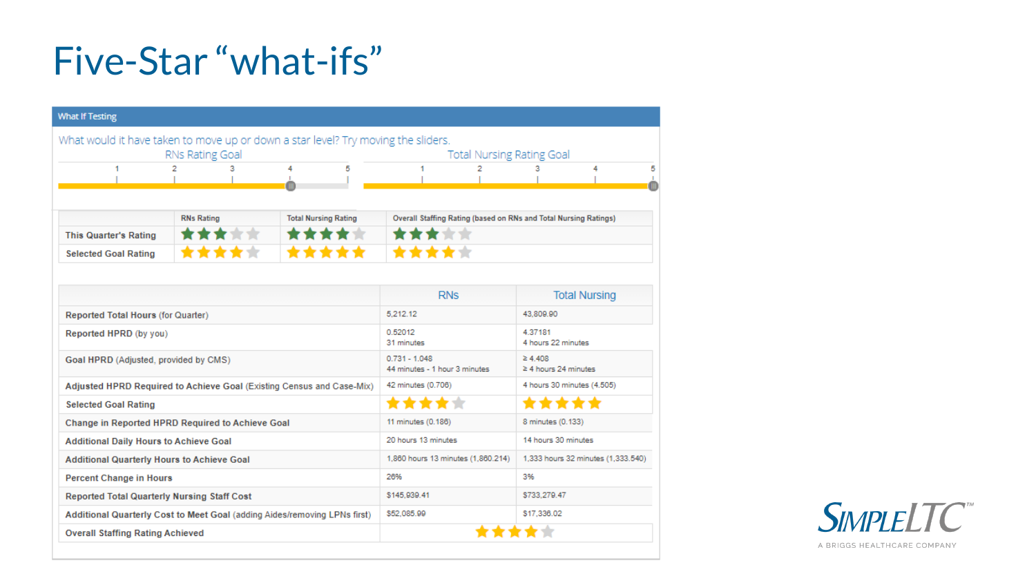# Five-Star "what-ifs"

**What If Testing**

What would it have taken to move up or down a star level? Try moving the sliders.

RNs Rating Goal: 1 — 2 — 3 — 4 — 5 (slider set to 4)

Total Nursing Rating Goal: 1 — 2 — 3 — 4 — 5 (slider set to 5)

| | RNs Rating | Total Nursing Rating | Overall Staffing Rating (based on RNs and Total Nursing Ratings) |
|---|---|---|---|
| This Quarter's Rating | ★★★☆☆ | ★★★★☆ | ★★★☆☆ |
| Selected Goal Rating | ★★★★☆ | ★★★★★ | ★★★★☆ |

| | RNs | Total Nursing |
|---|---|---|
| **Reported Total Hours** (for Quarter) | 5,212.12 | 43,809.90 |
| **Reported HPRD** (by you) | 0.52012<br>31 minutes | 4.37181<br>4 hours 22 minutes |
| **Goal HPRD** (Adjusted, provided by CMS) | 0.731 - 1.048<br>44 minutes - 1 hour 3 minutes | ≥ 4.408<br>≥ 4 hours 24 minutes |
| **Adjusted HPRD Required to Achieve Goal** (Existing Census and Case-Mix) | 42 minutes (0.706) | 4 hours 30 minutes (4.505) |
| **Selected Goal Rating** | ★★★★☆ | ★★★★★ |
| **Change in Reported HPRD Required to Achieve Goal** | 11 minutes (0.186) | 8 minutes (0.133) |
| **Additional Daily Hours to Achieve Goal** | 20 hours 13 minutes | 14 hours 30 minutes |
| **Additional Quarterly Hours to Achieve Goal** | 1,860 hours 13 minutes (1,860.214) | 1,333 hours 32 minutes (1,333.540) |
| **Percent Change in Hours** | 26% | 3% |
| **Reported Total Quarterly Nursing Staff Cost** | $145,939.41 | $733,279.47 |
| **Additional Quarterly Cost to Meet Goal** (adding Aides/removing LPNs first) | $52,085.99 | $17,336.02 |
| **Overall Staffing Rating Achieved** | ★★★★☆ | |

SimpleLTC™

A BRIGGS HEALTHCARE COMPANY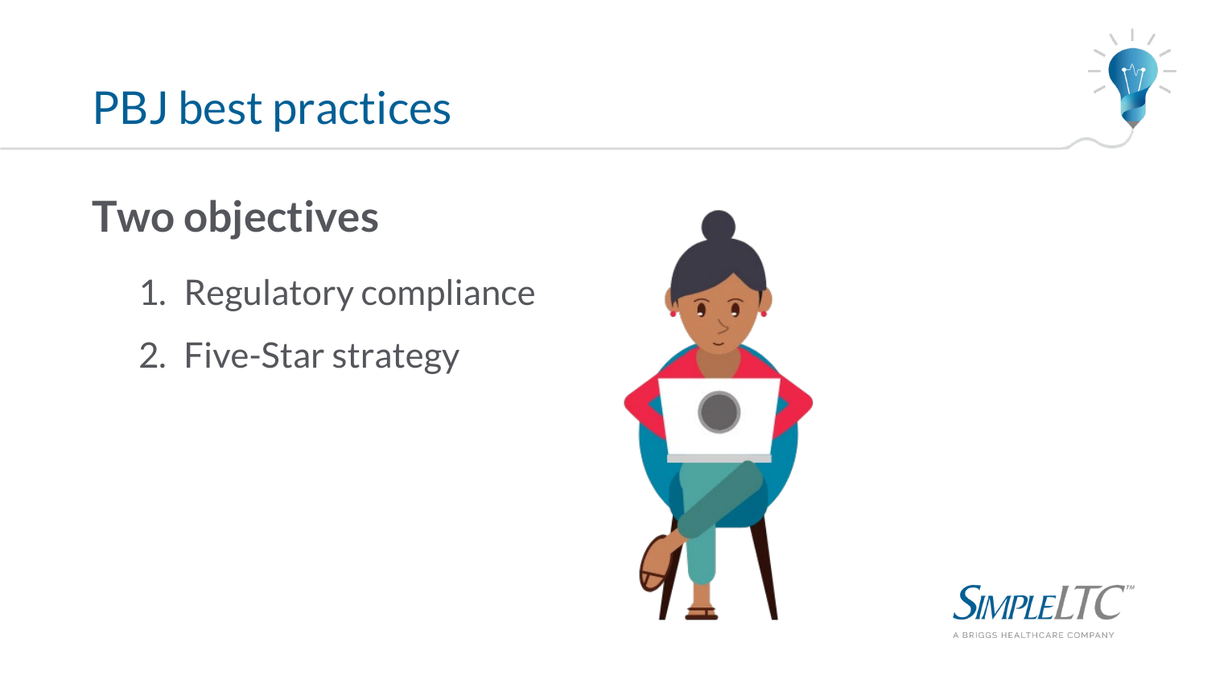# PBJ best practices

## Two objectives

1. Regulatory compliance
2. Five-Star strategy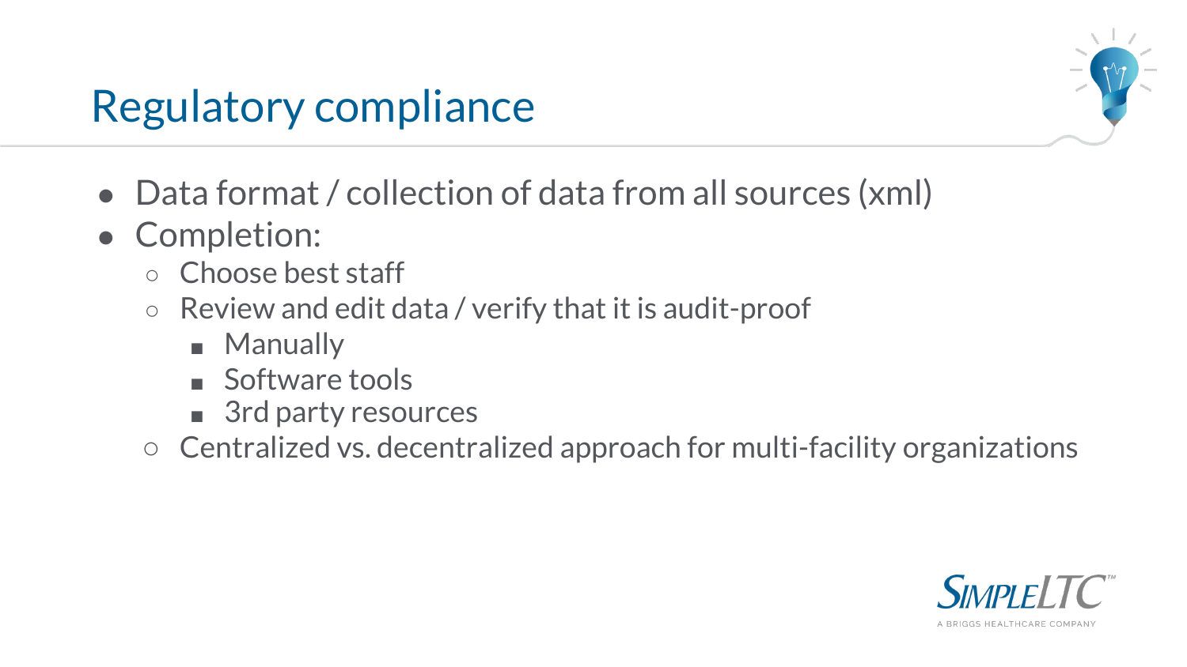# Regulatory compliance

- Data format / collection of data from all sources (xml)
- Completion:
  - Choose best staff
  - Review and edit data / verify that it is audit-proof
    - Manually
    - Software tools
    - 3rd party resources
  - Centralized vs. decentralized approach for multi-facility organizations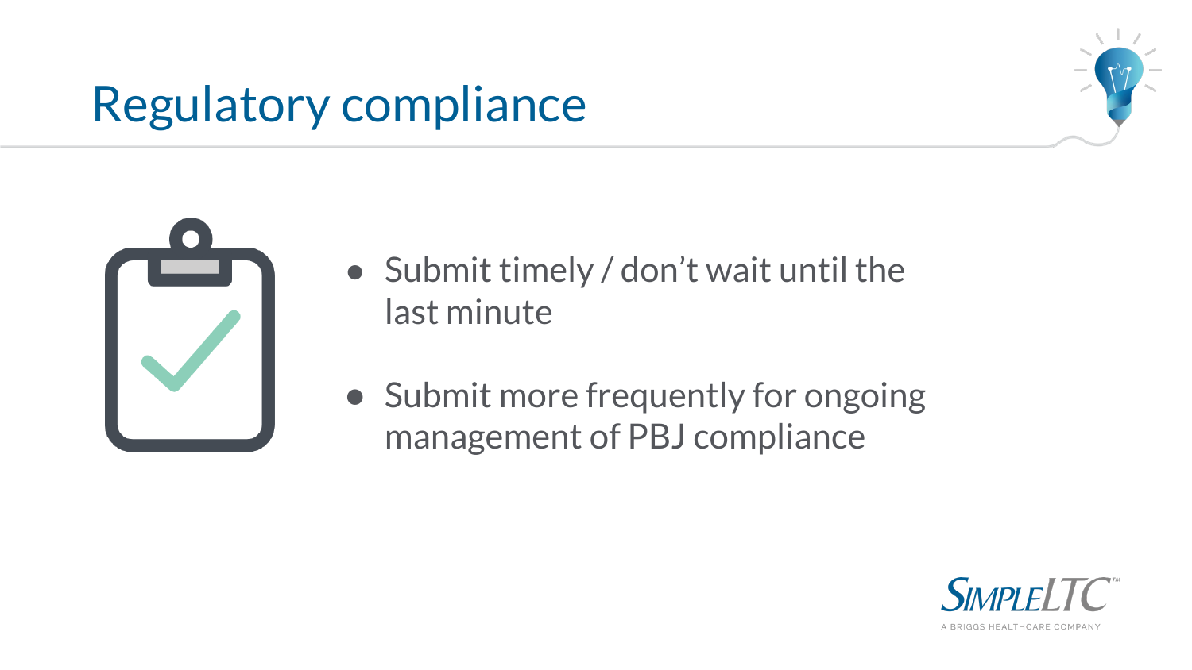# Regulatory compliance

- Submit timely / don't wait until the last minute
- Submit more frequently for ongoing management of PBJ compliance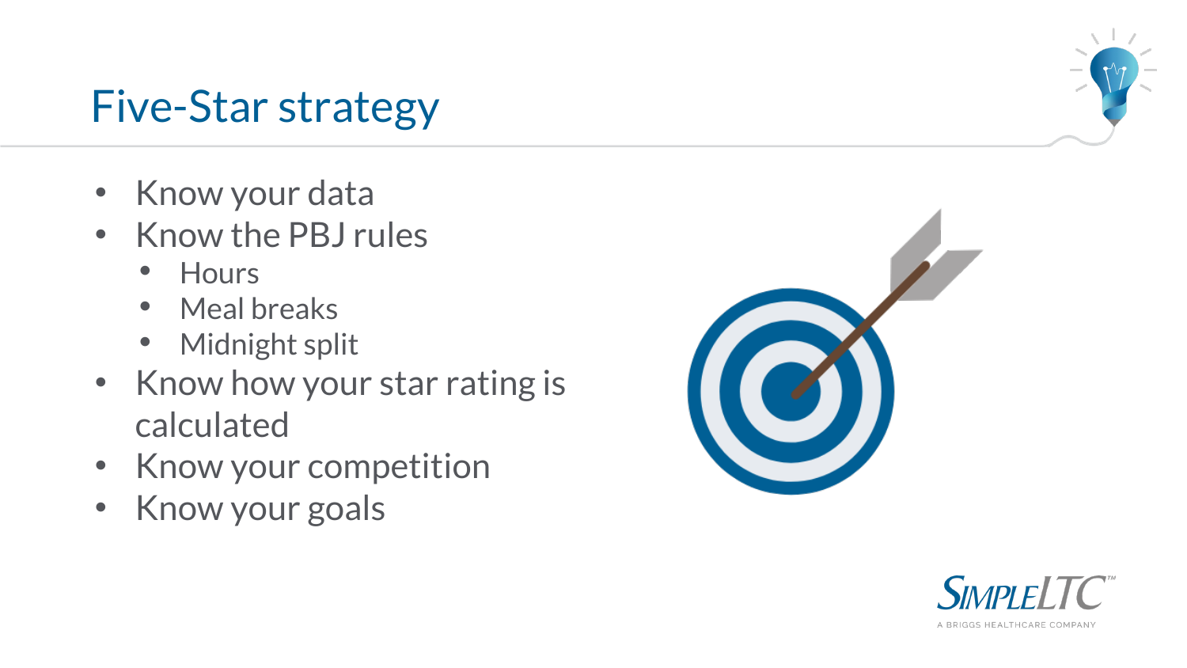# Five-Star strategy

- Know your data
- Know the PBJ rules
  - Hours
  - Meal breaks
  - Midnight split
- Know how your star rating is calculated
- Know your competition
- Know your goals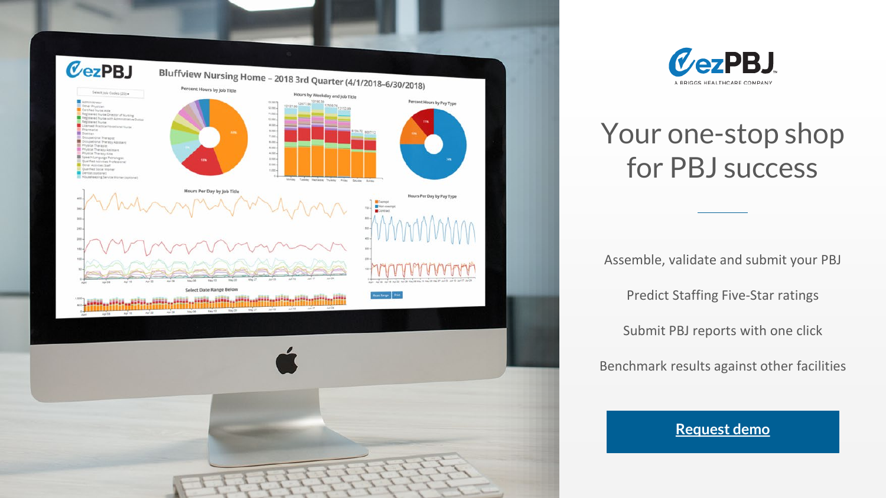ezPBJ

A BRIGGS HEALTHCARE COMPANY

# Your one-stop shop for PBJ success

Assemble, validate and submit your PBJ

Predict Staffing Five-Star ratings

Submit PBJ reports with one click

Benchmark results against other facilities

**Request demo**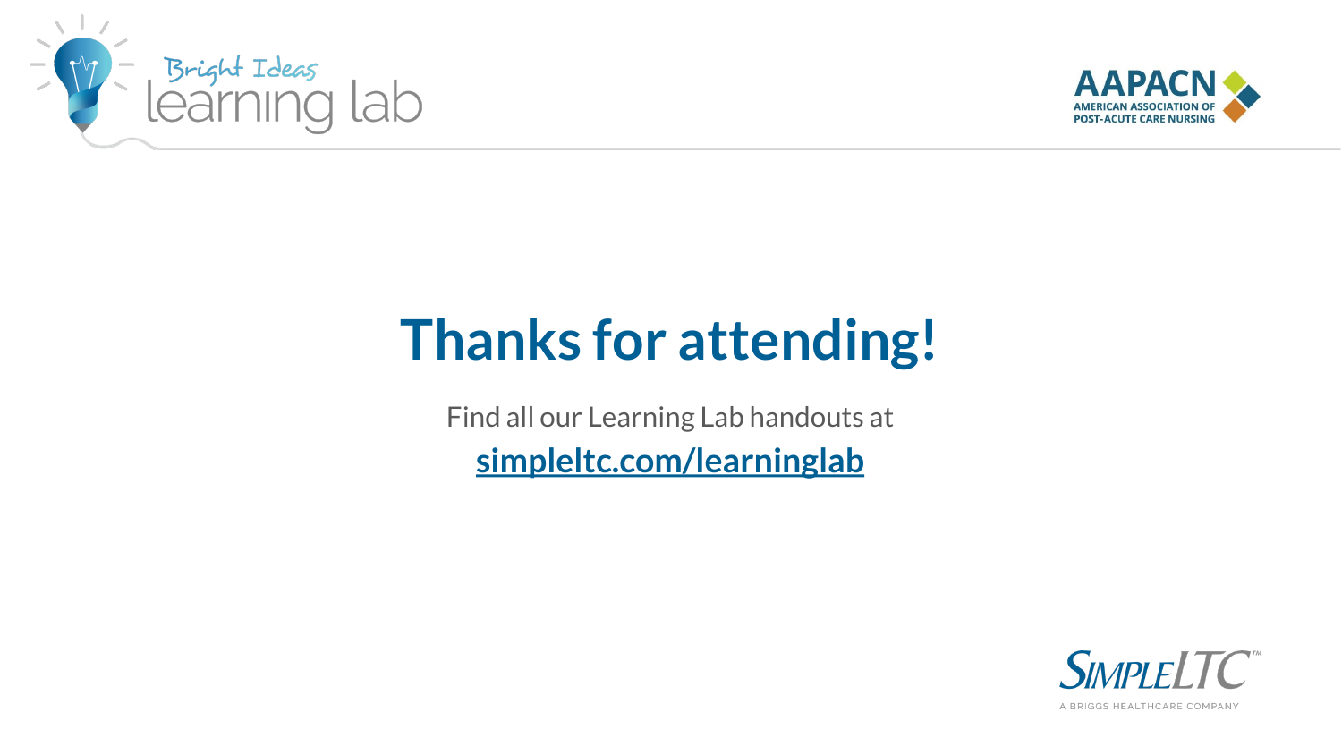# Thanks for attending!

Find all our Learning Lab handouts at

**simpleltc.com/learninglab**